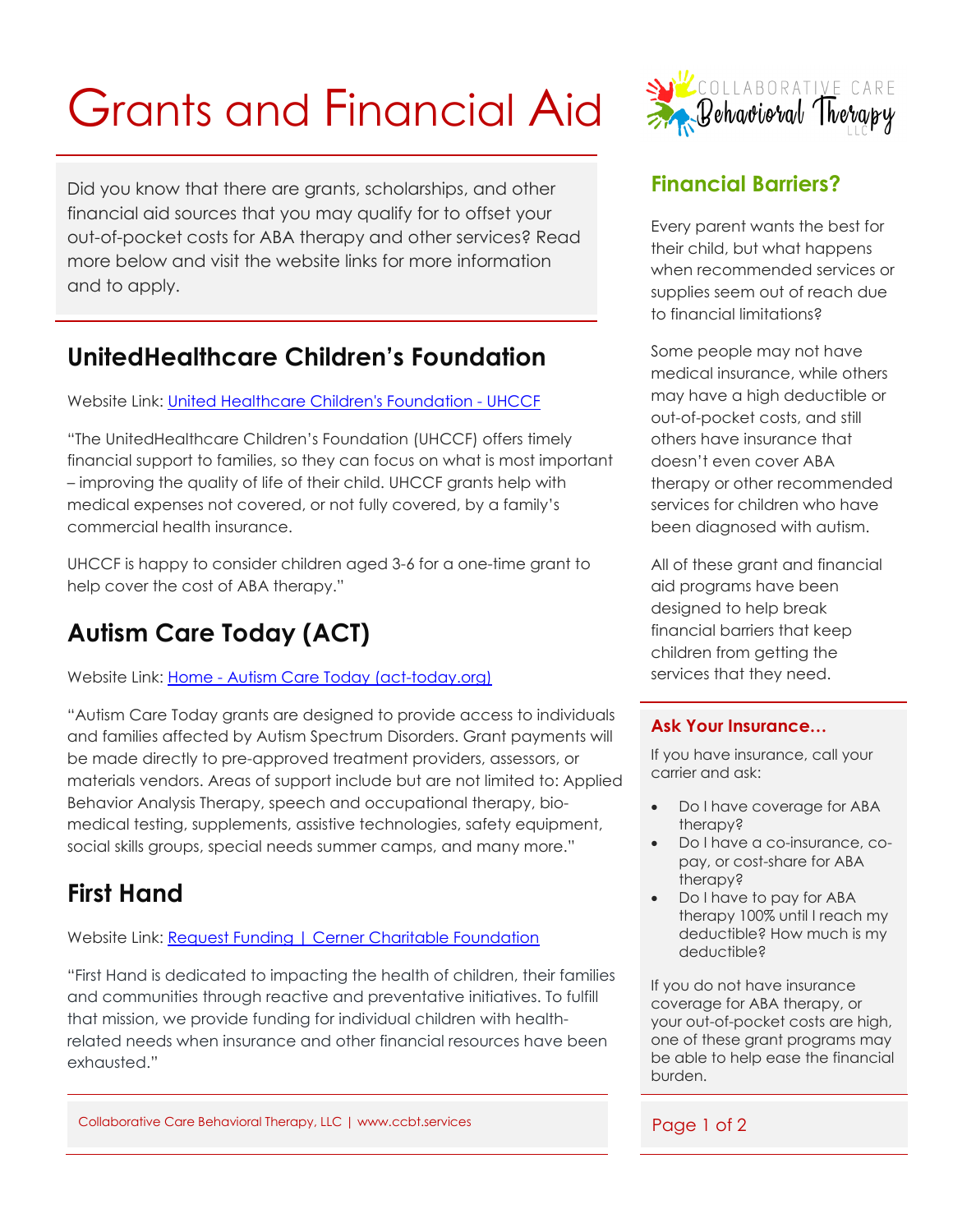# Grants and Financial Aid

Did you know that there are grants, scholarships, and other financial aid sources that you may qualify for to offset your out-of-pocket costs for ABA therapy and other services? Read more below and visit the website links for more information and to apply.

## UnitedHealthcare Children's Foundation

Website Link: [United Healthcare Children's Foundation - UHCCF]

"The UnitedHealthcare Children's Foundation (UHCCF) offers timely financial support to families, so they can focus on what is most important – improving the quality of life of their child. UHCCF grants help with medical expenses not covered, or not fully covered, by a family's commercial health insurance.

UHCCF is happy to consider children aged 3-6 for a one-time grant to help cover the cost of ABA therapy."

## Autism Care Today (ACT)

Website Link: [Home - Autism Care Today (act-today.org)]

"Autism Care Today grants are designed to provide access to individuals and families affected by Autism Spectrum Disorders. Grant payments will be made directly to pre-approved treatment providers, assessors, or materials vendors. Areas of support include but are not limited to: Applied Behavior Analysis Therapy, speech and occupational therapy, bio-medical testing, supplements, assistive technologies, safety equipment, social skills groups, special needs summer camps, and many more."

## First Hand

Website Link: [Request Funding | Cerner Charitable Foundation]

"First Hand is dedicated to impacting the health of children, their families and communities through reactive and preventative initiatives. To fulfill that mission, we provide funding for individual children with health-related needs when insurance and other financial resources have been exhausted."

Collaborative Care Behavioral Therapy, LLC | www.ccbt.services

## Financial Barriers?

Every parent wants the best for their child, but what happens when recommended services or supplies seem out of reach due to financial limitations?

Some people may not have medical insurance, while others may have a high deductible or out-of-pocket costs, and still others have insurance that doesn't even cover ABA therapy or other recommended services for children who have been diagnosed with autism.

All of these grant and financial aid programs have been designed to help break financial barriers that keep children from getting the services that they need.

### Ask Your Insurance…

If you have insurance, call your carrier and ask:

- Do I have coverage for ABA therapy?
- Do I have a co-insurance, co-pay, or cost-share for ABA therapy?
- Do I have to pay for ABA therapy 100% until I reach my deductible? How much is my deductible?

If you do not have insurance coverage for ABA therapy, or your out-of-pocket costs are high, one of these grant programs may be able to help ease the financial burden.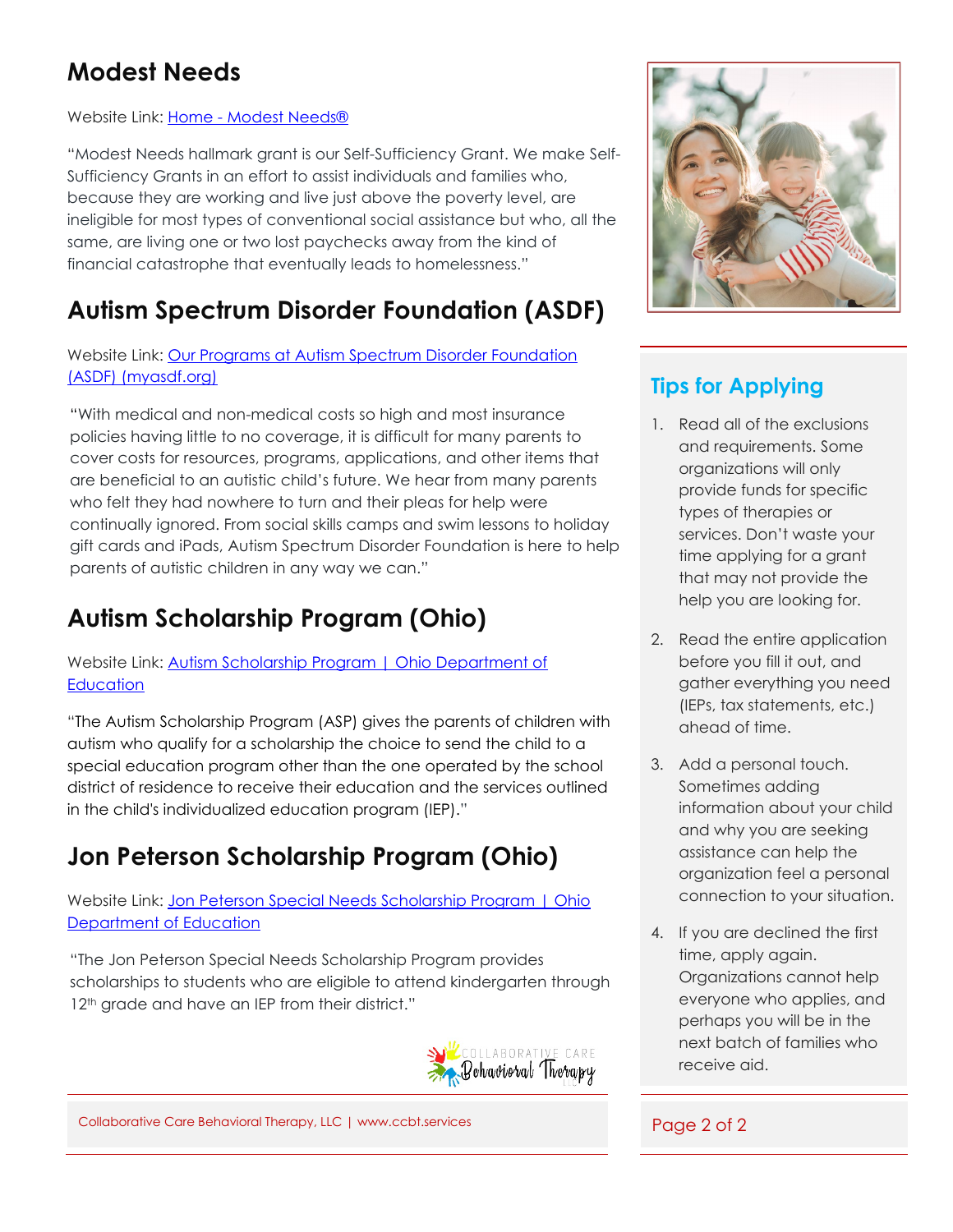## Modest Needs

Website Link: [Home - Modest Needs®]

"Modest Needs hallmark grant is our Self-Sufficiency Grant. We make Self-Sufficiency Grants in an effort to assist individuals and families who, because they are working and live just above the poverty level, are ineligible for most types of conventional social assistance but who, all the same, are living one or two lost paychecks away from the kind of financial catastrophe that eventually leads to homelessness."

## Autism Spectrum Disorder Foundation (ASDF)

Website Link: [Our Programs at Autism Spectrum Disorder Foundation (ASDF) (myasdf.org)]

"With medical and non-medical costs so high and most insurance policies having little to no coverage, it is difficult for many parents to cover costs for resources, programs, applications, and other items that are beneficial to an autistic child's future. We hear from many parents who felt they had nowhere to turn and their pleas for help were continually ignored. From social skills camps and swim lessons to holiday gift cards and iPads, Autism Spectrum Disorder Foundation is here to help parents of autistic children in any way we can."

## Autism Scholarship Program (Ohio)

Website Link: [Autism Scholarship Program | Ohio Department of Education]

"The Autism Scholarship Program (ASP) gives the parents of children with autism who qualify for a scholarship the choice to send the child to a special education program other than the one operated by the school district of residence to receive their education and the services outlined in the child's individualized education program (IEP)."

## Jon Peterson Scholarship Program (Ohio)

Website Link: [Jon Peterson Special Needs Scholarship Program | Ohio Department of Education]

"The Jon Peterson Special Needs Scholarship Program provides scholarships to students who are eligible to attend kindergarten through 12th grade and have an IEP from their district."

## Tips for Applying

1. Read all of the exclusions and requirements. Some organizations will only provide funds for specific types of therapies or services. Don't waste your time applying for a grant that may not provide the help you are looking for.
2. Read the entire application before you fill it out, and gather everything you need (IEPs, tax statements, etc.) ahead of time.
3. Add a personal touch. Sometimes adding information about your child and why you are seeking assistance can help the organization feel a personal connection to your situation.
4. If you are declined the first time, apply again. Organizations cannot help everyone who applies, and perhaps you will be in the next batch of families who receive aid.

Collaborative Care Behavioral Therapy, LLC | www.ccbt.services